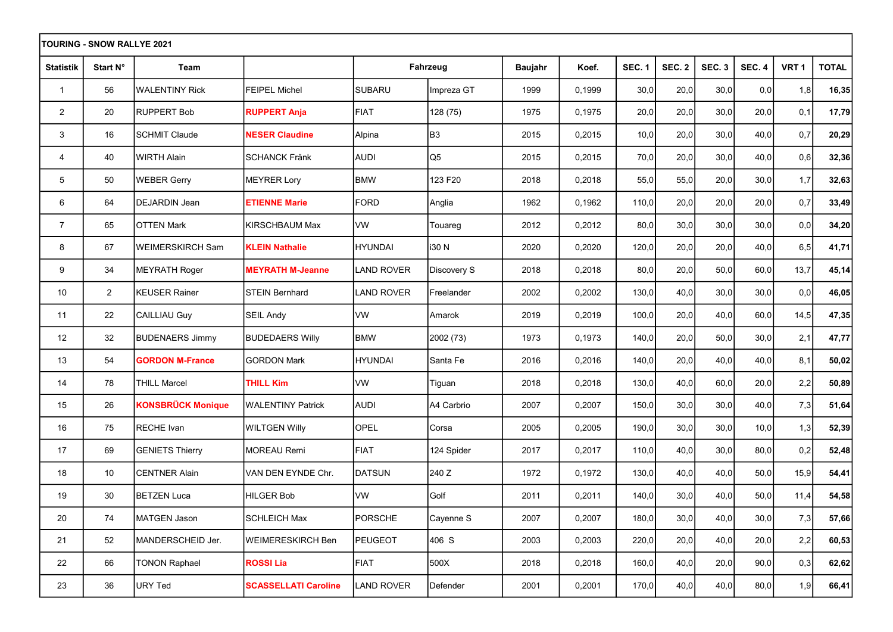| TOURING - SNOW RALLYE 2021 | | | | | | | | | | | | | |
|---|---|---|---|---|---|---|---|---|---|---|---|---|---|
| **Statistik** | **Start N°** | **Team** | | **Fahrzeug** | | **Baujahr** | **Koef.** | **SEC. 1** | **SEC. 2** | **SEC. 3** | **SEC. 4** | **VRT 1** | **TOTAL** |
| 1 | 56 | WALENTINY Rick | FEIPEL Michel | SUBARU | Impreza GT | 1999 | 0,1999 | 30,0 | 20,0 | 30,0 | 0,0 | 1,8 | **16,35** |
| 2 | 20 | RUPPERT Bob | **RUPPERT Anja** | FIAT | 128 (75) | 1975 | 0,1975 | 20,0 | 20,0 | 30,0 | 20,0 | 0,1 | **17,79** |
| 3 | 16 | SCHMIT Claude | **NESER Claudine** | Alpina | B3 | 2015 | 0,2015 | 10,0 | 20,0 | 30,0 | 40,0 | 0,7 | **20,29** |
| 4 | 40 | WIRTH Alain | SCHANCK Fränk | AUDI | Q5 | 2015 | 0,2015 | 70,0 | 20,0 | 30,0 | 40,0 | 0,6 | **32,36** |
| 5 | 50 | WEBER Gerry | MEYRER Lory | BMW | 123 F20 | 2018 | 0,2018 | 55,0 | 55,0 | 20,0 | 30,0 | 1,7 | **32,63** |
| 6 | 64 | DEJARDIN Jean | **ETIENNE Marie** | FORD | Anglia | 1962 | 0,1962 | 110,0 | 20,0 | 20,0 | 20,0 | 0,7 | **33,49** |
| 7 | 65 | OTTEN Mark | KIRSCHBAUM Max | VW | Touareg | 2012 | 0,2012 | 80,0 | 30,0 | 30,0 | 30,0 | 0,0 | **34,20** |
| 8 | 67 | WEIMERSKIRCH Sam | **KLEIN Nathalie** | HYUNDAI | i30 N | 2020 | 0,2020 | 120,0 | 20,0 | 20,0 | 40,0 | 6,5 | **41,71** |
| 9 | 34 | MEYRATH Roger | **MEYRATH M-Jeanne** | LAND ROVER | Discovery S | 2018 | 0,2018 | 80,0 | 20,0 | 50,0 | 60,0 | 13,7 | **45,14** |
| 10 | 2 | KEUSER Rainer | STEIN Bernhard | LAND ROVER | Freelander | 2002 | 0,2002 | 130,0 | 40,0 | 30,0 | 30,0 | 0,0 | **46,05** |
| 11 | 22 | CAILLIAU Guy | SEIL Andy | VW | Amarok | 2019 | 0,2019 | 100,0 | 20,0 | 40,0 | 60,0 | 14,5 | **47,35** |
| 12 | 32 | BUDENAERS Jimmy | BUDEDAERS Willy | BMW | 2002 (73) | 1973 | 0,1973 | 140,0 | 20,0 | 50,0 | 30,0 | 2,1 | **47,77** |
| 13 | 54 | **GORDON M-France** | GORDON Mark | HYUNDAI | Santa Fe | 2016 | 0,2016 | 140,0 | 20,0 | 40,0 | 40,0 | 8,1 | **50,02** |
| 14 | 78 | THILL Marcel | **THILL Kim** | VW | Tiguan | 2018 | 0,2018 | 130,0 | 40,0 | 60,0 | 20,0 | 2,2 | **50,89** |
| 15 | 26 | **KONSBRÜCK Monique** | WALENTINY Patrick | AUDI | A4 Carbrio | 2007 | 0,2007 | 150,0 | 30,0 | 30,0 | 40,0 | 7,3 | **51,64** |
| 16 | 75 | RECHE Ivan | WILTGEN Willy | OPEL | Corsa | 2005 | 0,2005 | 190,0 | 30,0 | 30,0 | 10,0 | 1,3 | **52,39** |
| 17 | 69 | GENIETS Thierry | MOREAU Remi | FIAT | 124 Spider | 2017 | 0,2017 | 110,0 | 40,0 | 30,0 | 80,0 | 0,2 | **52,48** |
| 18 | 10 | CENTNER Alain | VAN DEN EYNDE Chr. | DATSUN | 240 Z | 1972 | 0,1972 | 130,0 | 40,0 | 40,0 | 50,0 | 15,9 | **54,41** |
| 19 | 30 | BETZEN Luca | HILGER Bob | VW | Golf | 2011 | 0,2011 | 140,0 | 30,0 | 40,0 | 50,0 | 11,4 | **54,58** |
| 20 | 74 | MATGEN Jason | SCHLEICH Max | PORSCHE | Cayenne S | 2007 | 0,2007 | 180,0 | 30,0 | 40,0 | 30,0 | 7,3 | **57,66** |
| 21 | 52 | MANDERSCHEID Jer. | WEIMERESKIRCH Ben | PEUGEOT | 406 S | 2003 | 0,2003 | 220,0 | 20,0 | 40,0 | 20,0 | 2,2 | **60,53** |
| 22 | 66 | TONON Raphael | **ROSSI Lia** | FIAT | 500X | 2018 | 0,2018 | 160,0 | 40,0 | 20,0 | 90,0 | 0,3 | **62,62** |
| 23 | 36 | URY Ted | **SCASSELLATI Caroline** | LAND ROVER | Defender | 2001 | 0,2001 | 170,0 | 40,0 | 40,0 | 80,0 | 1,9 | **66,41** |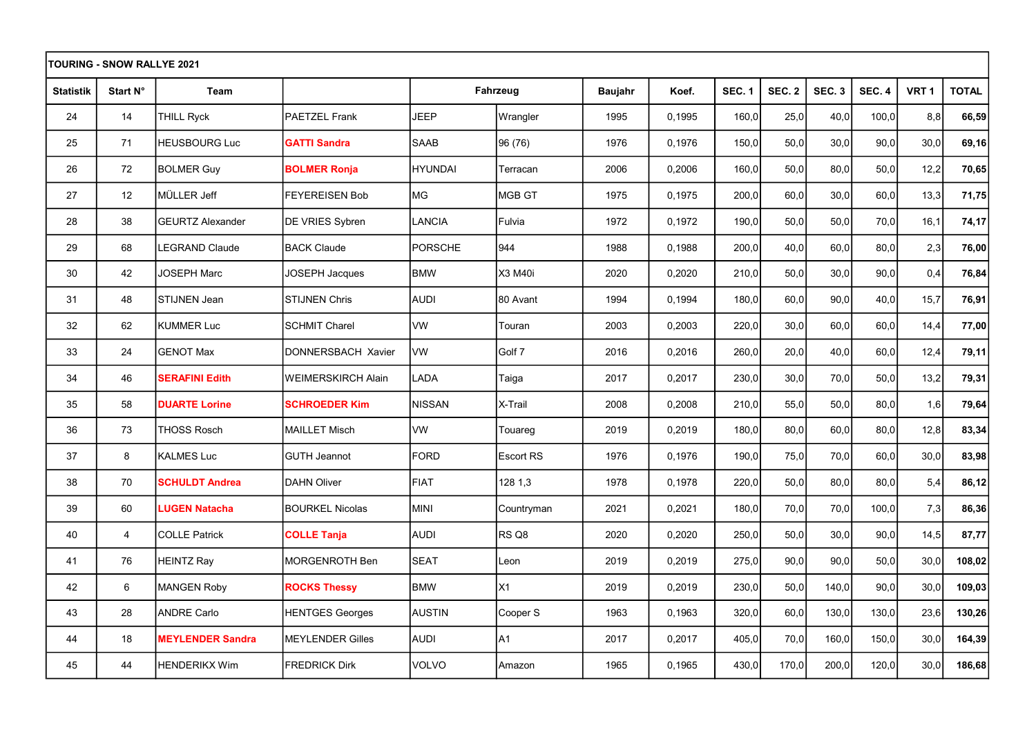| TOURING - SNOW RALLYE 2021 | | | | | | | | | | | | | |
|---|---|---|---|---|---|---|---|---|---|---|---|---|---|
| **Statistik** | **Start N°** | **Team** | | **Fahrzeug** | | **Baujahr** | **Koef.** | **SEC. 1** | **SEC. 2** | **SEC. 3** | **SEC. 4** | **VRT 1** | **TOTAL** |
| 24 | 14 | THILL Ryck | PAETZEL Frank | JEEP | Wrangler | 1995 | 0,1995 | 160,0 | 25,0 | 40,0 | 100,0 | 8,8 | **66,59** |
| 25 | 71 | HEUSBOURG Luc | **GATTI Sandra** | SAAB | 96 (76) | 1976 | 0,1976 | 150,0 | 50,0 | 30,0 | 90,0 | 30,0 | **69,16** |
| 26 | 72 | BOLMER Guy | **BOLMER Ronja** | HYUNDAI | Terracan | 2006 | 0,2006 | 160,0 | 50,0 | 80,0 | 50,0 | 12,2 | **70,65** |
| 27 | 12 | MÜLLER Jeff | FEYEREISEN Bob | MG | MGB GT | 1975 | 0,1975 | 200,0 | 60,0 | 30,0 | 60,0 | 13,3 | **71,75** |
| 28 | 38 | GEURTZ Alexander | DE VRIES Sybren | LANCIA | Fulvia | 1972 | 0,1972 | 190,0 | 50,0 | 50,0 | 70,0 | 16,1 | **74,17** |
| 29 | 68 | LEGRAND Claude | BACK Claude | PORSCHE | 944 | 1988 | 0,1988 | 200,0 | 40,0 | 60,0 | 80,0 | 2,3 | **76,00** |
| 30 | 42 | JOSEPH Marc | JOSEPH Jacques | BMW | X3 M40i | 2020 | 0,2020 | 210,0 | 50,0 | 30,0 | 90,0 | 0,4 | **76,84** |
| 31 | 48 | STIJNEN Jean | STIJNEN Chris | AUDI | 80 Avant | 1994 | 0,1994 | 180,0 | 60,0 | 90,0 | 40,0 | 15,7 | **76,91** |
| 32 | 62 | KUMMER Luc | SCHMIT Charel | VW | Touran | 2003 | 0,2003 | 220,0 | 30,0 | 60,0 | 60,0 | 14,4 | **77,00** |
| 33 | 24 | GENOT Max | DONNERSBACH Xavier | VW | Golf 7 | 2016 | 0,2016 | 260,0 | 20,0 | 40,0 | 60,0 | 12,4 | **79,11** |
| 34 | 46 | **SERAFINI Edith** | WEIMERSKIRCH Alain | LADA | Taiga | 2017 | 0,2017 | 230,0 | 30,0 | 70,0 | 50,0 | 13,2 | **79,31** |
| 35 | 58 | **DUARTE Lorine** | **SCHROEDER Kim** | NISSAN | X-Trail | 2008 | 0,2008 | 210,0 | 55,0 | 50,0 | 80,0 | 1,6 | **79,64** |
| 36 | 73 | THOSS Rosch | MAILLET Misch | VW | Touareg | 2019 | 0,2019 | 180,0 | 80,0 | 60,0 | 80,0 | 12,8 | **83,34** |
| 37 | 8 | KALMES Luc | GUTH Jeannot | FORD | Escort RS | 1976 | 0,1976 | 190,0 | 75,0 | 70,0 | 60,0 | 30,0 | **83,98** |
| 38 | 70 | **SCHULDT Andrea** | DAHN Oliver | FIAT | 128 1,3 | 1978 | 0,1978 | 220,0 | 50,0 | 80,0 | 80,0 | 5,4 | **86,12** |
| 39 | 60 | **LUGEN Natacha** | BOURKEL Nicolas | MINI | Countryman | 2021 | 0,2021 | 180,0 | 70,0 | 70,0 | 100,0 | 7,3 | **86,36** |
| 40 | 4 | COLLE Patrick | **COLLE Tanja** | AUDI | RS Q8 | 2020 | 0,2020 | 250,0 | 50,0 | 30,0 | 90,0 | 14,5 | **87,77** |
| 41 | 76 | HEINTZ Ray | MORGENROTH Ben | SEAT | Leon | 2019 | 0,2019 | 275,0 | 90,0 | 90,0 | 50,0 | 30,0 | **108,02** |
| 42 | 6 | MANGEN Roby | **ROCKS Thessy** | BMW | X1 | 2019 | 0,2019 | 230,0 | 50,0 | 140,0 | 90,0 | 30,0 | **109,03** |
| 43 | 28 | ANDRE Carlo | HENTGES Georges | AUSTIN | Cooper S | 1963 | 0,1963 | 320,0 | 60,0 | 130,0 | 130,0 | 23,6 | **130,26** |
| 44 | 18 | **MEYLENDER Sandra** | MEYLENDER Gilles | AUDI | A1 | 2017 | 0,2017 | 405,0 | 70,0 | 160,0 | 150,0 | 30,0 | **164,39** |
| 45 | 44 | HENDERIKX Wim | FREDRICK Dirk | VOLVO | Amazon | 1965 | 0,1965 | 430,0 | 170,0 | 200,0 | 120,0 | 30,0 | **186,68** |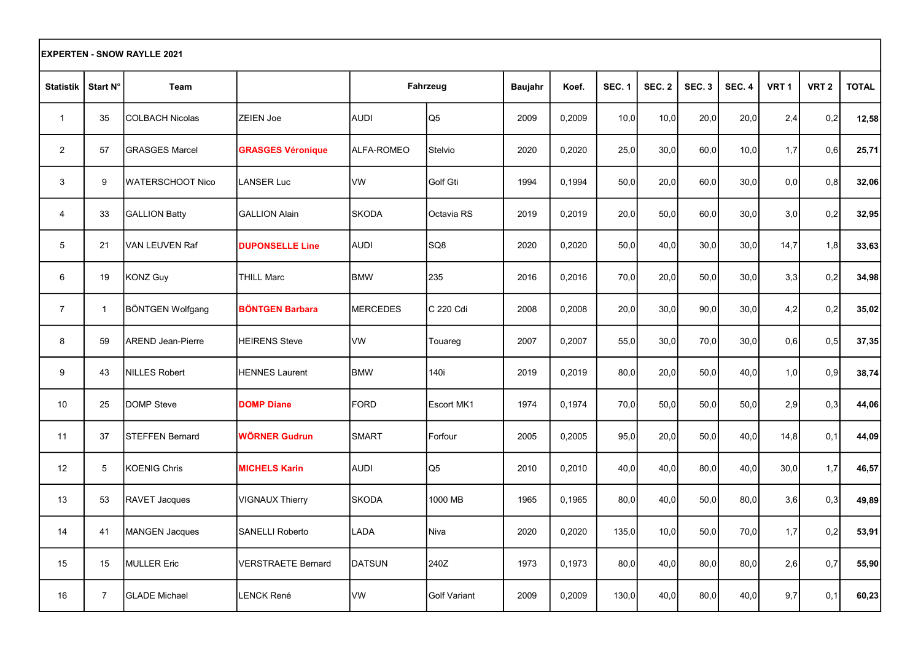| **EXPERTEN - SNOW RAYLLE 2021** | | | | | | | | | | | | | | | |
|---|---|---|---|---|---|---|---|---|---|---|---|---|---|---|---|
| **Statistik** | **Start N°** | **Team** | | **Fahrzeug** | | **Baujahr** | **Koef.** | **SEC. 1** | **SEC. 2** | **SEC. 3** | **SEC. 4** | **VRT 1** | **VRT 2** | **TOTAL** |
| 1 | 35 | COLBACH Nicolas | ZEIEN Joe | AUDI | Q5 | 2009 | 0,2009 | 10,0 | 10,0 | 20,0 | 20,0 | 2,4 | 0,2 | **12,58** |
| 2 | 57 | GRASGES Marcel | **GRASGES Véronique** | ALFA-ROMEO | Stelvio | 2020 | 0,2020 | 25,0 | 30,0 | 60,0 | 10,0 | 1,7 | 0,6 | **25,71** |
| 3 | 9 | WATERSCHOOT Nico | LANSER Luc | VW | Golf Gti | 1994 | 0,1994 | 50,0 | 20,0 | 60,0 | 30,0 | 0,0 | 0,8 | **32,06** |
| 4 | 33 | GALLION Batty | GALLION Alain | SKODA | Octavia RS | 2019 | 0,2019 | 20,0 | 50,0 | 60,0 | 30,0 | 3,0 | 0,2 | **32,95** |
| 5 | 21 | VAN LEUVEN Raf | **DUPONSELLE Line** | AUDI | SQ8 | 2020 | 0,2020 | 50,0 | 40,0 | 30,0 | 30,0 | 14,7 | 1,8 | **33,63** |
| 6 | 19 | KONZ Guy | THILL Marc | BMW | 235 | 2016 | 0,2016 | 70,0 | 20,0 | 50,0 | 30,0 | 3,3 | 0,2 | **34,98** |
| 7 | 1 | BÖNTGEN Wolfgang | **BÖNTGEN Barbara** | MERCEDES | C 220 Cdi | 2008 | 0,2008 | 20,0 | 30,0 | 90,0 | 30,0 | 4,2 | 0,2 | **35,02** |
| 8 | 59 | AREND Jean-Pierre | HEIRENS Steve | VW | Touareg | 2007 | 0,2007 | 55,0 | 30,0 | 70,0 | 30,0 | 0,6 | 0,5 | **37,35** |
| 9 | 43 | NILLES Robert | HENNES Laurent | BMW | 140i | 2019 | 0,2019 | 80,0 | 20,0 | 50,0 | 40,0 | 1,0 | 0,9 | **38,74** |
| 10 | 25 | DOMP Steve | **DOMP Diane** | FORD | Escort MK1 | 1974 | 0,1974 | 70,0 | 50,0 | 50,0 | 50,0 | 2,9 | 0,3 | **44,06** |
| 11 | 37 | STEFFEN Bernard | **WÖRNER Gudrun** | SMART | Forfour | 2005 | 0,2005 | 95,0 | 20,0 | 50,0 | 40,0 | 14,8 | 0,1 | **44,09** |
| 12 | 5 | KOENIG Chris | **MICHELS Karin** | AUDI | Q5 | 2010 | 0,2010 | 40,0 | 40,0 | 80,0 | 40,0 | 30,0 | 1,7 | **46,57** |
| 13 | 53 | RAVET Jacques | VIGNAUX Thierry | SKODA | 1000 MB | 1965 | 0,1965 | 80,0 | 40,0 | 50,0 | 80,0 | 3,6 | 0,3 | **49,89** |
| 14 | 41 | MANGEN Jacques | SANELLI Roberto | LADA | Niva | 2020 | 0,2020 | 135,0 | 10,0 | 50,0 | 70,0 | 1,7 | 0,2 | **53,91** |
| 15 | 15 | MULLER Eric | VERSTRAETE Bernard | DATSUN | 240Z | 1973 | 0,1973 | 80,0 | 40,0 | 80,0 | 80,0 | 2,6 | 0,7 | **55,90** |
| 16 | 7 | GLADE Michael | LENCK René | VW | Golf Variant | 2009 | 0,2009 | 130,0 | 40,0 | 80,0 | 40,0 | 9,7 | 0,1 | **60,23** |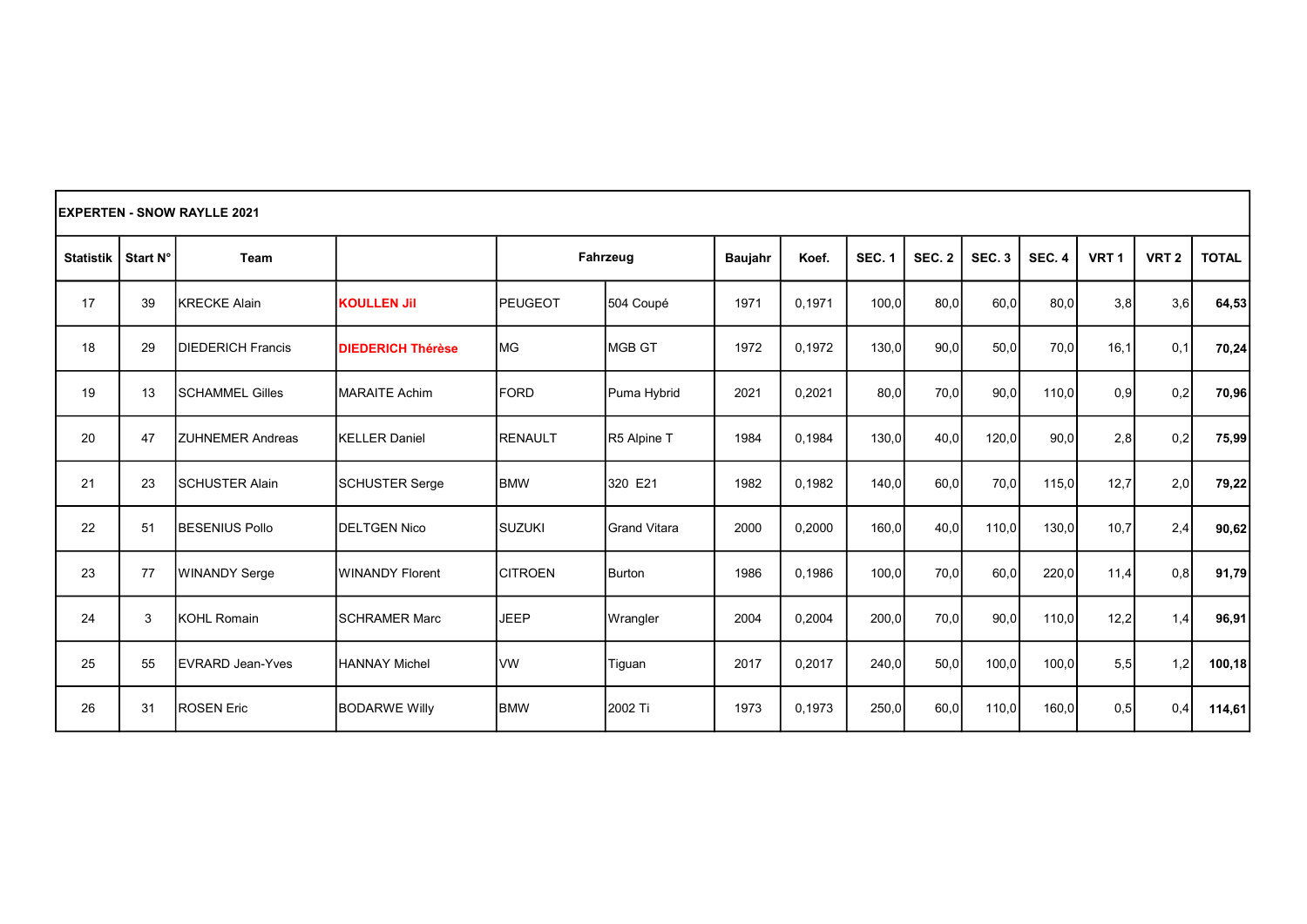| EXPERTEN - SNOW RAYLLE 2021 | | | | | | | | | | | | | | | |
|---|---|---|---|---|---|---|---|---|---|---|---|---|---|---|---|
| **Statistik** | **Start N°** | **Team** | | **Fahrzeug** | | **Baujahr** | **Koef.** | **SEC. 1** | **SEC. 2** | **SEC. 3** | **SEC. 4** | **VRT 1** | **VRT 2** | **TOTAL** |
| 17 | 39 | KRECKE Alain | **KOULLEN Jil** | PEUGEOT | 504 Coupé | 1971 | 0,1971 | 100,0 | 80,0 | 60,0 | 80,0 | 3,8 | 3,6 | **64,53** |
| 18 | 29 | DIEDERICH Francis | **DIEDERICH Thérèse** | MG | MGB GT | 1972 | 0,1972 | 130,0 | 90,0 | 50,0 | 70,0 | 16,1 | 0,1 | **70,24** |
| 19 | 13 | SCHAMMEL Gilles | MARAITE Achim | FORD | Puma Hybrid | 2021 | 0,2021 | 80,0 | 70,0 | 90,0 | 110,0 | 0,9 | 0,2 | **70,96** |
| 20 | 47 | ZUHNEMER Andreas | KELLER Daniel | RENAULT | R5 Alpine T | 1984 | 0,1984 | 130,0 | 40,0 | 120,0 | 90,0 | 2,8 | 0,2 | **75,99** |
| 21 | 23 | SCHUSTER Alain | SCHUSTER Serge | BMW | 320 E21 | 1982 | 0,1982 | 140,0 | 60,0 | 70,0 | 115,0 | 12,7 | 2,0 | **79,22** |
| 22 | 51 | BESENIUS Pollo | DELTGEN Nico | SUZUKI | Grand Vitara | 2000 | 0,2000 | 160,0 | 40,0 | 110,0 | 130,0 | 10,7 | 2,4 | **90,62** |
| 23 | 77 | WINANDY Serge | WINANDY Florent | CITROEN | Burton | 1986 | 0,1986 | 100,0 | 70,0 | 60,0 | 220,0 | 11,4 | 0,8 | **91,79** |
| 24 | 3 | KOHL Romain | SCHRAMER Marc | JEEP | Wrangler | 2004 | 0,2004 | 200,0 | 70,0 | 90,0 | 110,0 | 12,2 | 1,4 | **96,91** |
| 25 | 55 | EVRARD Jean-Yves | HANNAY Michel | VW | Tiguan | 2017 | 0,2017 | 240,0 | 50,0 | 100,0 | 100,0 | 5,5 | 1,2 | **100,18** |
| 26 | 31 | ROSEN Eric | BODARWE Willy | BMW | 2002 Ti | 1973 | 0,1973 | 250,0 | 60,0 | 110,0 | 160,0 | 0,5 | 0,4 | **114,61** |